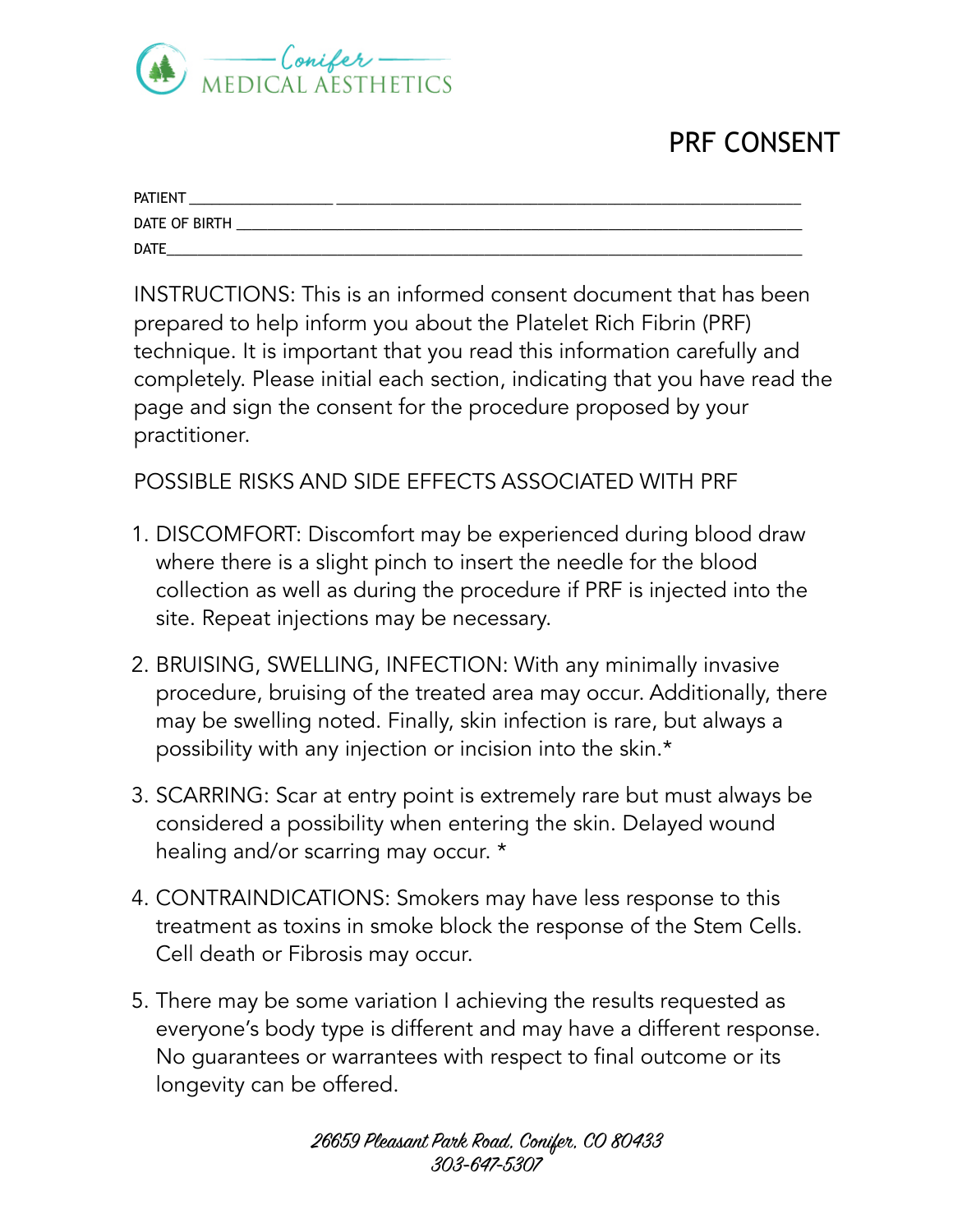Conifer MEDICAL AESTHETICS

# PRF CONSENT

PATIENT ________________ ____________________________________________________

DATE OF BIRTH ____________________________________________________________

DATE_____________________________________________________________________

INSTRUCTIONS: This is an informed consent document that has been prepared to help inform you about the Platelet Rich Fibrin (PRF) technique. It is important that you read this information carefully and completely. Please initial each section, indicating that you have read the page and sign the consent for the procedure proposed by your practitioner.

POSSIBLE RISKS AND SIDE EFFECTS ASSOCIATED WITH PRF

1. DISCOMFORT: Discomfort may be experienced during blood draw where there is a slight pinch to insert the needle for the blood collection as well as during the procedure if PRF is injected into the site. Repeat injections may be necessary.

2. BRUISING, SWELLING, INFECTION: With any minimally invasive procedure, bruising of the treated area may occur. Additionally, there may be swelling noted. Finally, skin infection is rare, but always a possibility with any injection or incision into the skin.*

3. SCARRING: Scar at entry point is extremely rare but must always be considered a possibility when entering the skin. Delayed wound healing and/or scarring may occur. *

4. CONTRAINDICATIONS: Smokers may have less response to this treatment as toxins in smoke block the response of the Stem Cells. Cell death or Fibrosis may occur.

5. There may be some variation I achieving the results requested as everyone's body type is different and may have a different response. No guarantees or warrantees with respect to final outcome or its longevity can be offered.

*26659 Pleasant Park Road, Conifer, CO 80433*
*303-647-5307*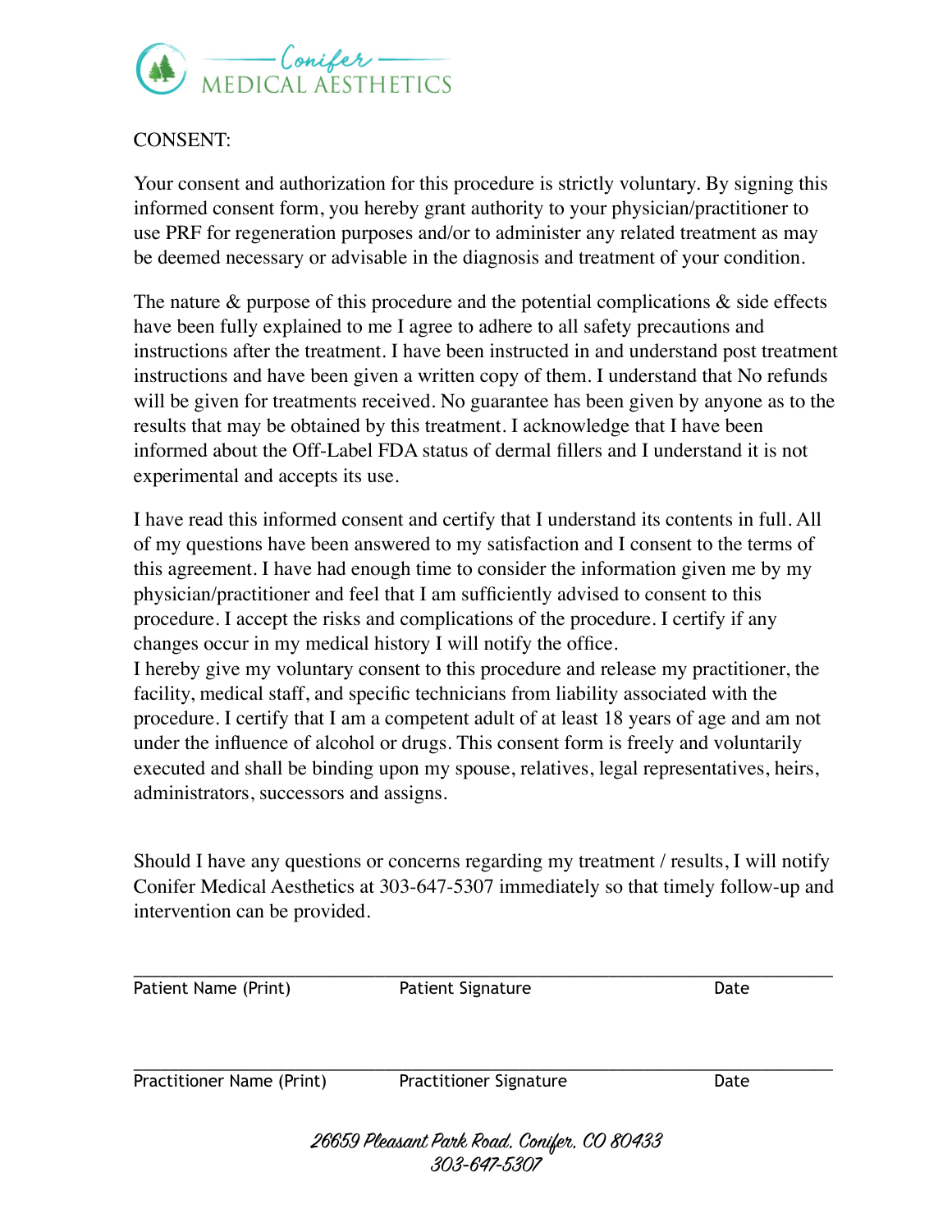Conifer MEDICAL AESTHETICS

CONSENT:

Your consent and authorization for this procedure is strictly voluntary. By signing this informed consent form, you hereby grant authority to your physician/practitioner to use PRF for regeneration purposes and/or to administer any related treatment as may be deemed necessary or advisable in the diagnosis and treatment of your condition.

The nature & purpose of this procedure and the potential complications & side effects have been fully explained to me I agree to adhere to all safety precautions and instructions after the treatment. I have been instructed in and understand post treatment instructions and have been given a written copy of them. I understand that No refunds will be given for treatments received. No guarantee has been given by anyone as to the results that may be obtained by this treatment. I acknowledge that I have been informed about the Off-Label FDA status of dermal fillers and I understand it is not experimental and accepts its use.

I have read this informed consent and certify that I understand its contents in full. All of my questions have been answered to my satisfaction and I consent to the terms of this agreement. I have had enough time to consider the information given me by my physician/practitioner and feel that I am sufficiently advised to consent to this procedure. I accept the risks and complications of the procedure. I certify if any changes occur in my medical history I will notify the office.
I hereby give my voluntary consent to this procedure and release my practitioner, the facility, medical staff, and specific technicians from liability associated with the procedure. I certify that I am a competent adult of at least 18 years of age and am not under the influence of alcohol or drugs. This consent form is freely and voluntarily executed and shall be binding upon my spouse, relatives, legal representatives, heirs, administrators, successors and assigns.

Should I have any questions or concerns regarding my treatment / results, I will notify Conifer Medical Aesthetics at 303-647-5307 immediately so that timely follow-up and intervention can be provided.

_______________________________________________________________

Patient Name (Print) Patient Signature Date

_______________________________________________________________

Practitioner Name (Print) Practitioner Signature Date

*26659 Pleasant Park Road, Conifer, CO 80433*
*303-647-5307*